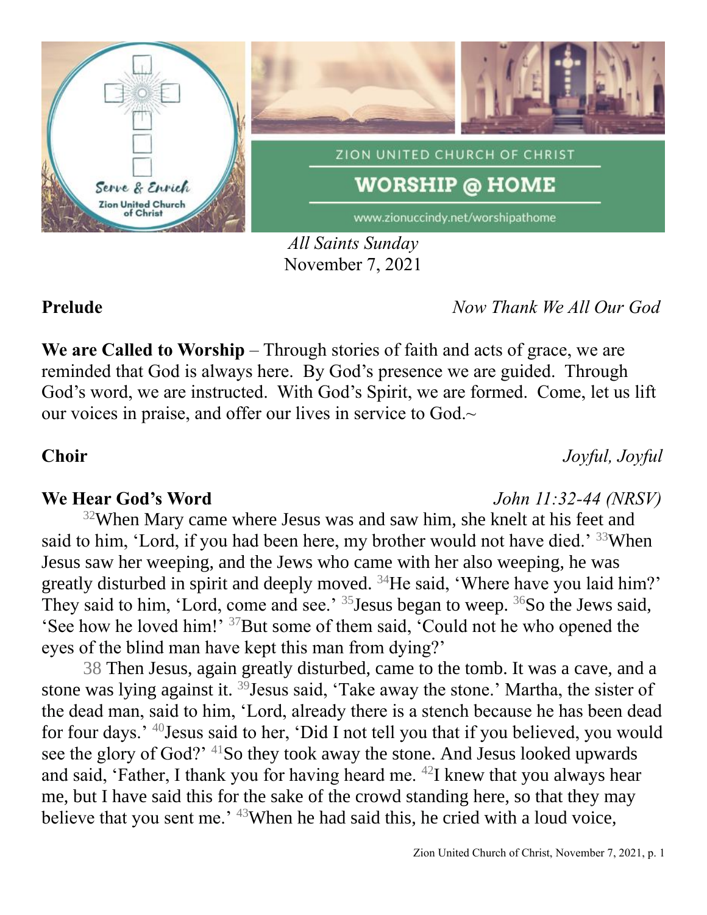Serve & Enrich
Zion United Church of Christ

ZION UNITED CHURCH OF CHRIST

# WORSHIP @ HOME

www.zionuccindy.net/worshipathome

*All Saints Sunday*
November 7, 2021

**Prelude** *Now Thank We All Our God*

**We are Called to Worship** – Through stories of faith and acts of grace, we are reminded that God is always here. By God's presence we are guided. Through God's word, we are instructed. With God's Spirit, we are formed. Come, let us lift our voices in praise, and offer our lives in service to God.~

**Choir** *Joyful, Joyful*

**We Hear God's Word** *John 11:32-44 (NRSV)*

[32]When Mary came where Jesus was and saw him, she knelt at his feet and said to him, 'Lord, if you had been here, my brother would not have died.' [33]When Jesus saw her weeping, and the Jews who came with her also weeping, he was greatly disturbed in spirit and deeply moved. [34]He said, 'Where have you laid him?' They said to him, 'Lord, come and see.' [35]Jesus began to weep. [36]So the Jews said, 'See how he loved him!' [37]But some of them said, 'Could not he who opened the eyes of the blind man have kept this man from dying?'

38 Then Jesus, again greatly disturbed, came to the tomb. It was a cave, and a stone was lying against it. [39]Jesus said, 'Take away the stone.' Martha, the sister of the dead man, said to him, 'Lord, already there is a stench because he has been dead for four days.' [40]Jesus said to her, 'Did I not tell you that if you believed, you would see the glory of God?' [41]So they took away the stone. And Jesus looked upwards and said, 'Father, I thank you for having heard me. [42]I knew that you always hear me, but I have said this for the sake of the crowd standing here, so that they may believe that you sent me.' [43]When he had said this, he cried with a loud voice,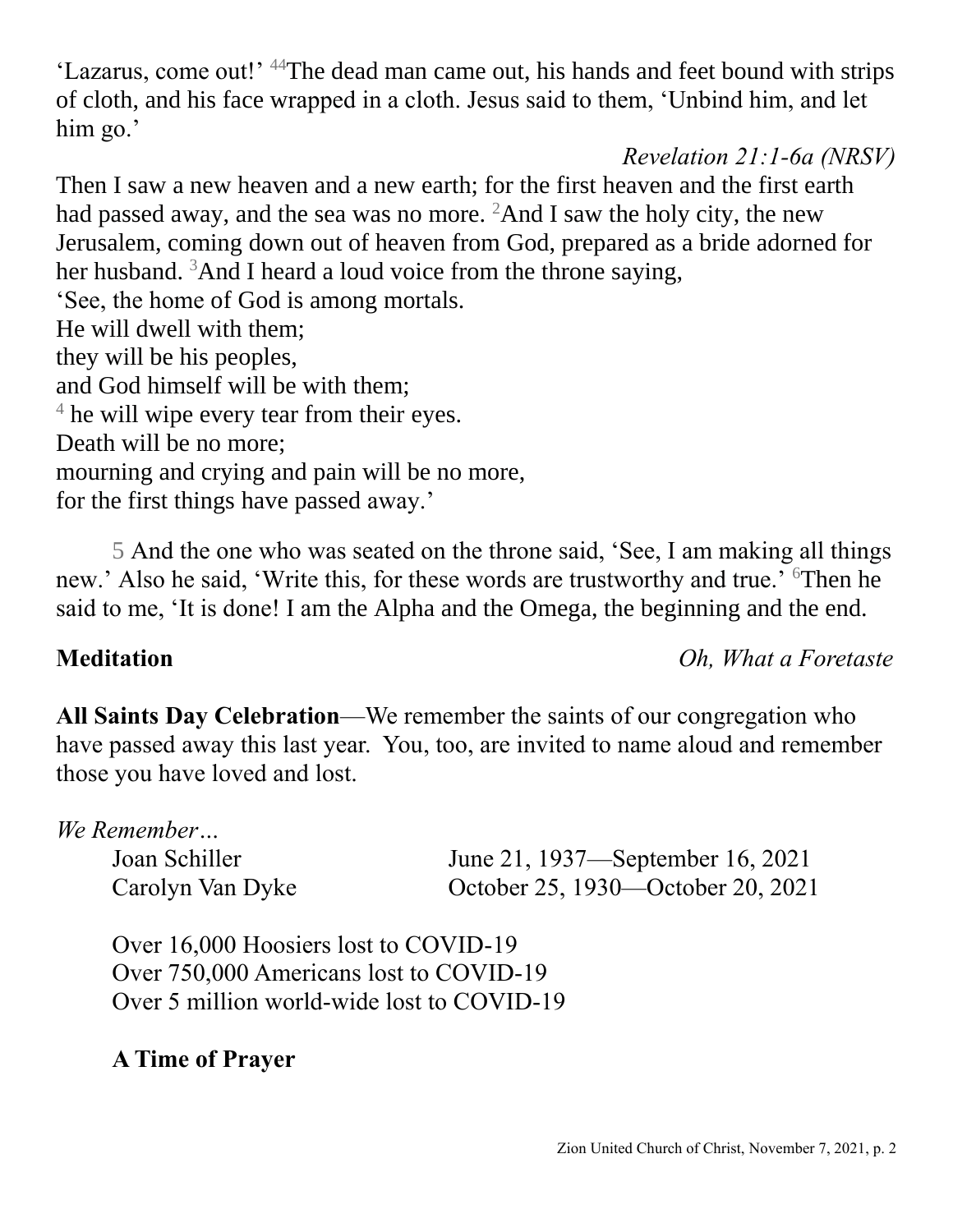'Lazarus, come out!' [44]The dead man came out, his hands and feet bound with strips of cloth, and his face wrapped in a cloth. Jesus said to them, 'Unbind him, and let him go.'

*Revelation 21:1-6a (NRSV)*

Then I saw a new heaven and a new earth; for the first heaven and the first earth had passed away, and the sea was no more. [2]And I saw the holy city, the new Jerusalem, coming down out of heaven from God, prepared as a bride adorned for her husband. [3]And I heard a loud voice from the throne saying,
'See, the home of God is among mortals.
He will dwell with them;
they will be his peoples,
and God himself will be with them;
[4] he will wipe every tear from their eyes.
Death will be no more;
mourning and crying and pain will be no more,
for the first things have passed away.'

5 And the one who was seated on the throne said, 'See, I am making all things new.' Also he said, 'Write this, for these words are trustworthy and true.' [6]Then he said to me, 'It is done! I am the Alpha and the Omega, the beginning and the end.

**Meditation** *Oh, What a Foretaste*

**All Saints Day Celebration**—We remember the saints of our congregation who have passed away this last year. You, too, are invited to name aloud and remember those you have loved and lost.

*We Remember…*

Joan Schiller June 21, 1937—September 16, 2021
Carolyn Van Dyke October 25, 1930—October 20, 2021

Over 16,000 Hoosiers lost to COVID-19
Over 750,000 Americans lost to COVID-19
Over 5 million world-wide lost to COVID-19

**A Time of Prayer**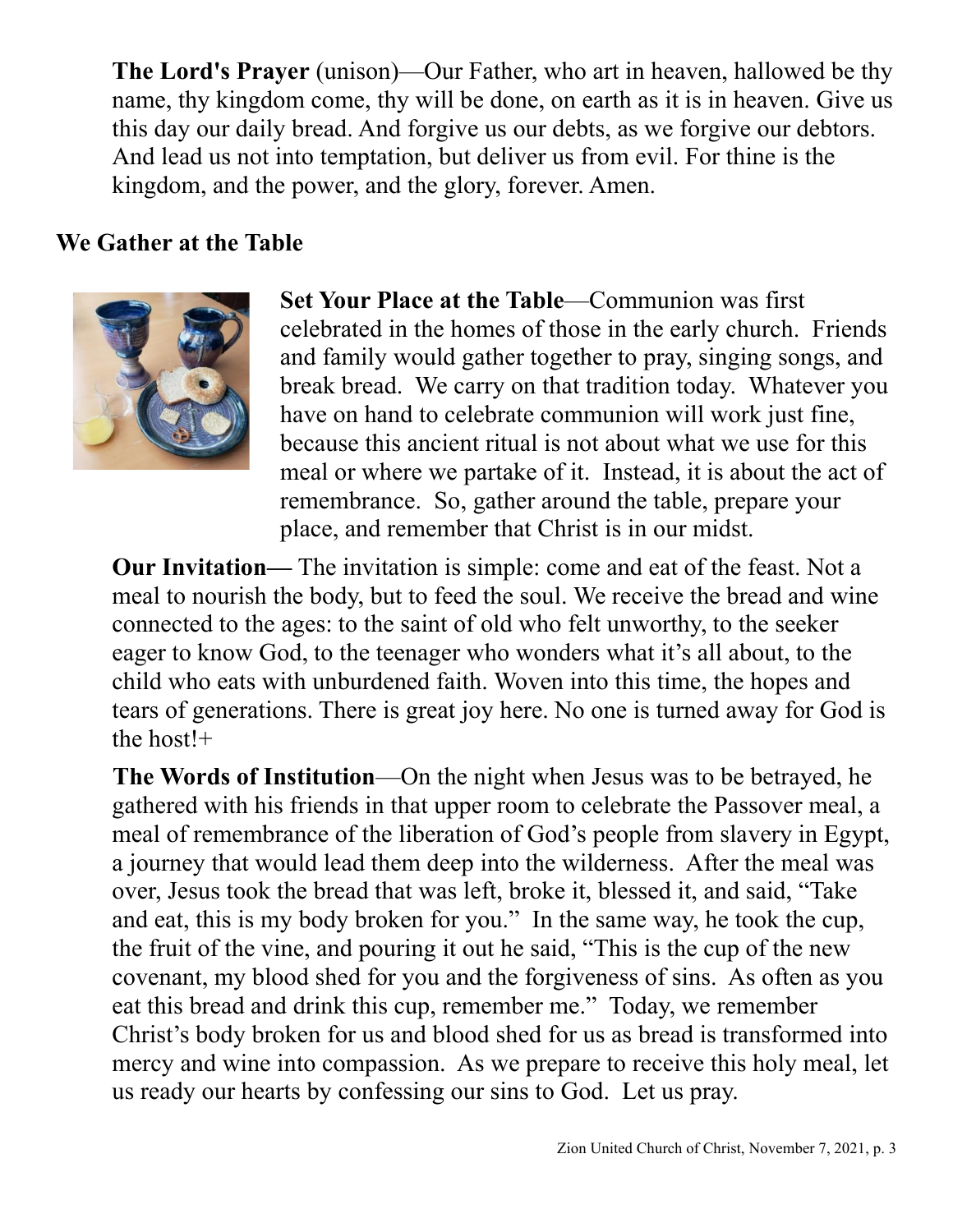**The Lord's Prayer** (unison)—Our Father, who art in heaven, hallowed be thy name, thy kingdom come, thy will be done, on earth as it is in heaven. Give us this day our daily bread. And forgive us our debts, as we forgive our debtors. And lead us not into temptation, but deliver us from evil. For thine is the kingdom, and the power, and the glory, forever. Amen.

## We Gather at the Table

**Set Your Place at the Table**—Communion was first celebrated in the homes of those in the early church. Friends and family would gather together to pray, singing songs, and break bread. We carry on that tradition today. Whatever you have on hand to celebrate communion will work just fine, because this ancient ritual is not about what we use for this meal or where we partake of it. Instead, it is about the act of remembrance. So, gather around the table, prepare your place, and remember that Christ is in our midst.

**Our Invitation—** The invitation is simple: come and eat of the feast. Not a meal to nourish the body, but to feed the soul. We receive the bread and wine connected to the ages: to the saint of old who felt unworthy, to the seeker eager to know God, to the teenager who wonders what it's all about, to the child who eats with unburdened faith. Woven into this time, the hopes and tears of generations. There is great joy here. No one is turned away for God is the host!+

**The Words of Institution**—On the night when Jesus was to be betrayed, he gathered with his friends in that upper room to celebrate the Passover meal, a meal of remembrance of the liberation of God's people from slavery in Egypt, a journey that would lead them deep into the wilderness. After the meal was over, Jesus took the bread that was left, broke it, blessed it, and said, "Take and eat, this is my body broken for you." In the same way, he took the cup, the fruit of the vine, and pouring it out he said, "This is the cup of the new covenant, my blood shed for you and the forgiveness of sins. As often as you eat this bread and drink this cup, remember me." Today, we remember Christ's body broken for us and blood shed for us as bread is transformed into mercy and wine into compassion. As we prepare to receive this holy meal, let us ready our hearts by confessing our sins to God. Let us pray.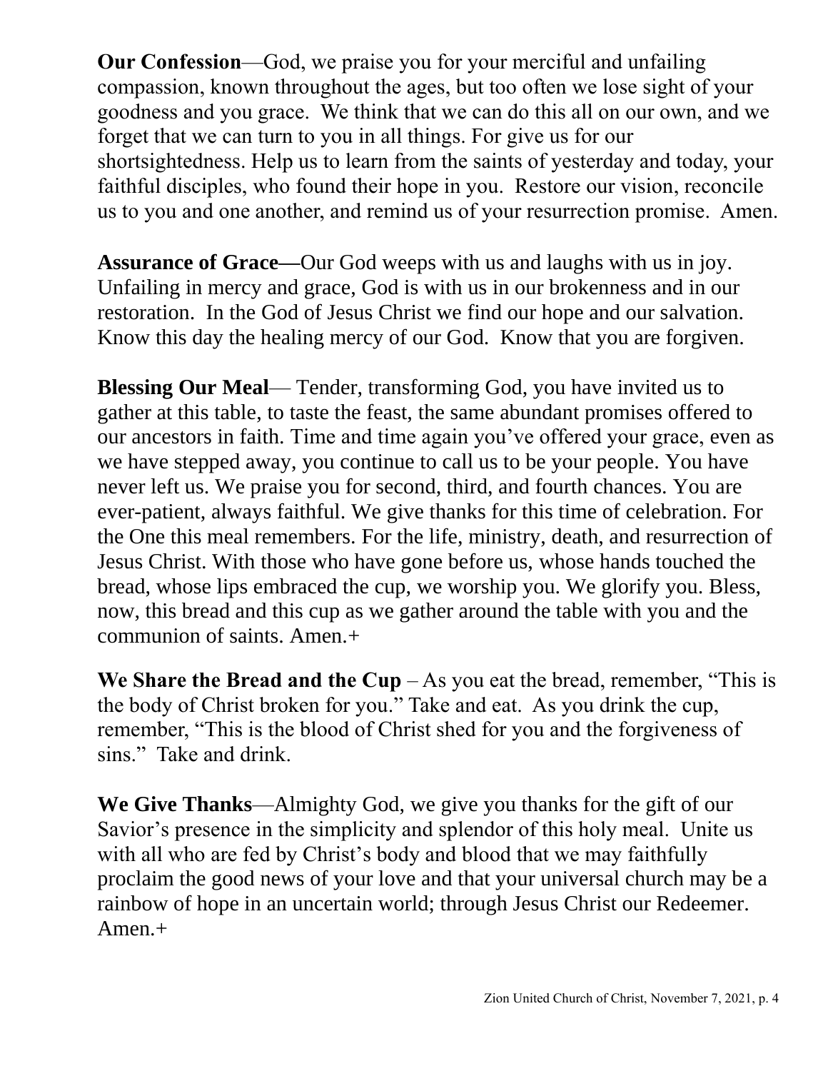**Our Confession**—God, we praise you for your merciful and unfailing compassion, known throughout the ages, but too often we lose sight of your goodness and you grace. We think that we can do this all on our own, and we forget that we can turn to you in all things. For give us for our shortsightedness. Help us to learn from the saints of yesterday and today, your faithful disciples, who found their hope in you. Restore our vision, reconcile us to you and one another, and remind us of your resurrection promise. Amen.

**Assurance of Grace—**Our God weeps with us and laughs with us in joy. Unfailing in mercy and grace, God is with us in our brokenness and in our restoration. In the God of Jesus Christ we find our hope and our salvation. Know this day the healing mercy of our God. Know that you are forgiven.

**Blessing Our Meal**— Tender, transforming God, you have invited us to gather at this table, to taste the feast, the same abundant promises offered to our ancestors in faith. Time and time again you've offered your grace, even as we have stepped away, you continue to call us to be your people. You have never left us. We praise you for second, third, and fourth chances. You are ever-patient, always faithful. We give thanks for this time of celebration. For the One this meal remembers. For the life, ministry, death, and resurrection of Jesus Christ. With those who have gone before us, whose hands touched the bread, whose lips embraced the cup, we worship you. We glorify you. Bless, now, this bread and this cup as we gather around the table with you and the communion of saints. Amen.+

**We Share the Bread and the Cup** – As you eat the bread, remember, "This is the body of Christ broken for you." Take and eat. As you drink the cup, remember, "This is the blood of Christ shed for you and the forgiveness of sins." Take and drink.

**We Give Thanks**—Almighty God, we give you thanks for the gift of our Savior's presence in the simplicity and splendor of this holy meal. Unite us with all who are fed by Christ's body and blood that we may faithfully proclaim the good news of your love and that your universal church may be a rainbow of hope in an uncertain world; through Jesus Christ our Redeemer. Amen.+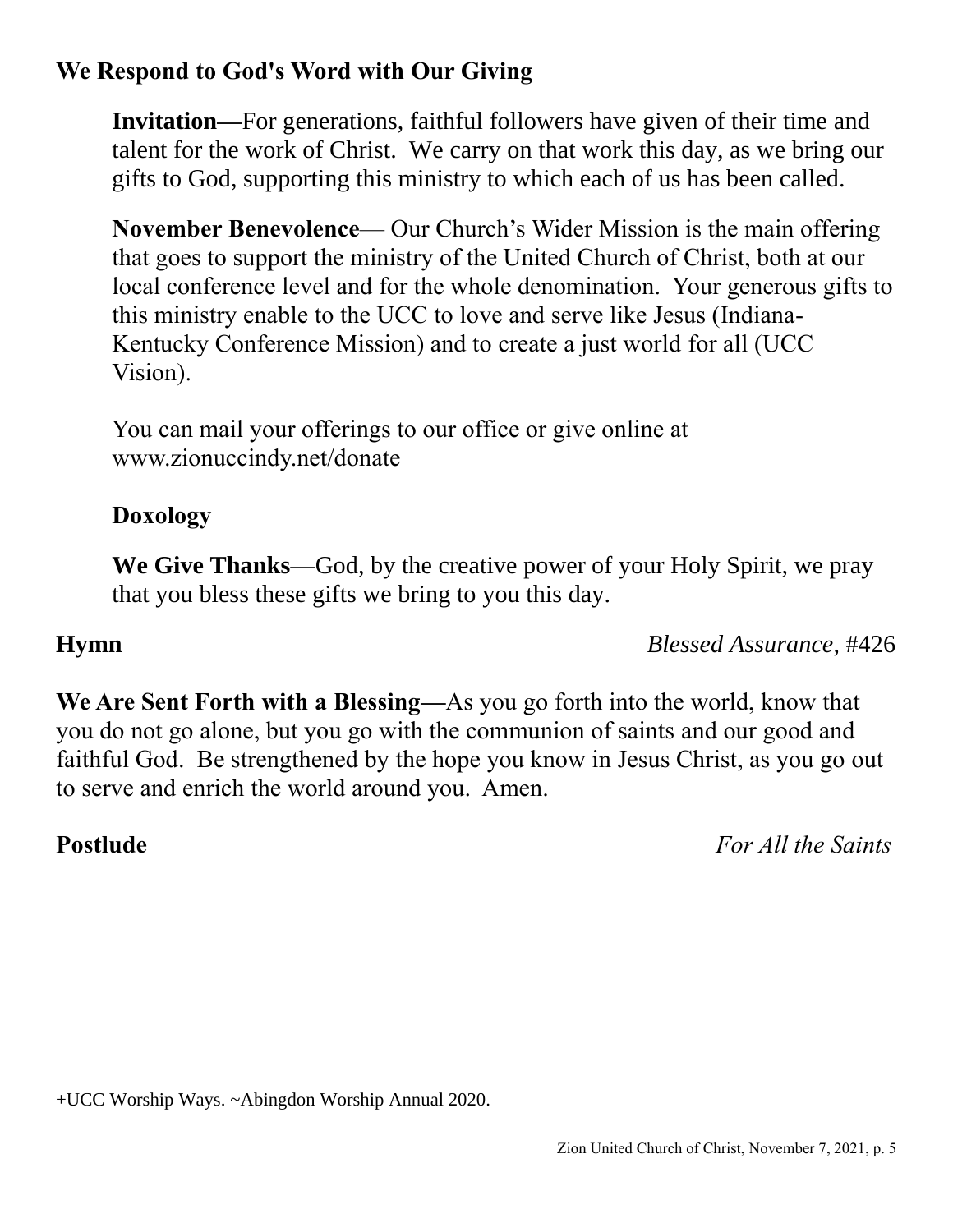## We Respond to God's Word with Our Giving

**Invitation—**For generations, faithful followers have given of their time and talent for the work of Christ. We carry on that work this day, as we bring our gifts to God, supporting this ministry to which each of us has been called.

**November Benevolence**— Our Church's Wider Mission is the main offering that goes to support the ministry of the United Church of Christ, both at our local conference level and for the whole denomination. Your generous gifts to this ministry enable to the UCC to love and serve like Jesus (Indiana-Kentucky Conference Mission) and to create a just world for all (UCC Vision).

You can mail your offerings to our office or give online at www.zionuccindy.net/donate

**Doxology**

**We Give Thanks**—God, by the creative power of your Holy Spirit, we pray that you bless these gifts we bring to you this day.

**Hymn** *Blessed Assurance*, #426

**We Are Sent Forth with a Blessing—**As you go forth into the world, know that you do not go alone, but you go with the communion of saints and our good and faithful God. Be strengthened by the hope you know in Jesus Christ, as you go out to serve and enrich the world around you. Amen.

**Postlude** *For All the Saints*

+UCC Worship Ways. ~Abingdon Worship Annual 2020.